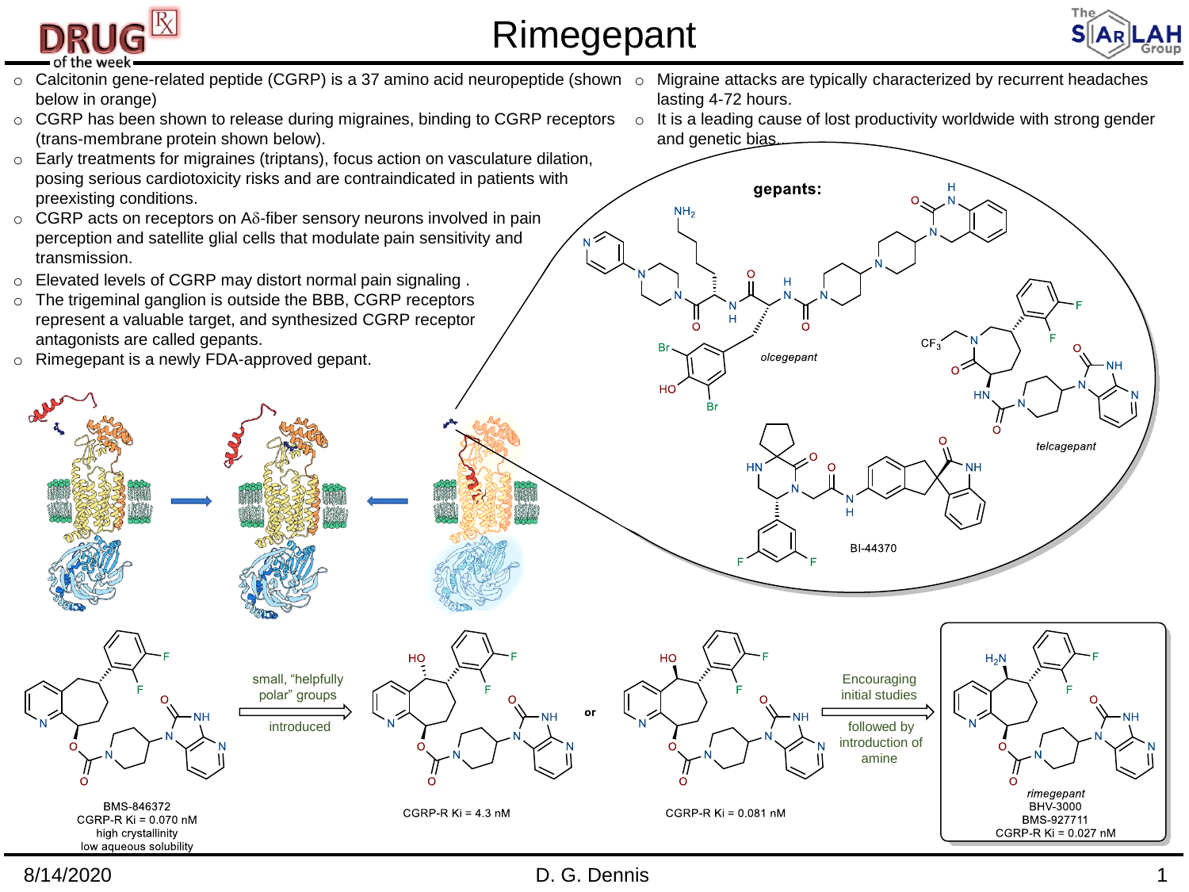# Rimegepant

- Calcitonin gene-related peptide (CGRP) is a 37 amino acid neuropeptide (shown below in orange)
- CGRP has been shown to release during migraines, binding to CGRP receptors (trans-membrane protein shown below).
- Early treatments for migraines (triptans), focus action on vasculature dilation, posing serious cardiotoxicity risks and are contraindicated in patients with preexisting conditions.
- CGRP acts on receptors on Aδ-fiber sensory neurons involved in pain perception and satellite glial cells that modulate pain sensitivity and transmission.
- Elevated levels of CGRP may distort normal pain signaling .
- The trigeminal ganglion is outside the BBB, CGRP receptors represent a valuable target, and synthesized CGRP receptor antagonists are called gepants.
- Rimegepant is a newly FDA-approved gepant.

- Migraine attacks are typically characterized by recurrent headaches lasting 4-72 hours.
- It is a leading cause of lost productivity worldwide with strong gender and genetic bias.

**gepants:**

*olcegepant*

*telcagepant*

BI-44370

BMS-846372
CGRP-R Ki = 0.070 nM
high crystallinity
low aqueous solubility

small, "helpfully polar" groups introduced

CGRP-R Ki = 4.3 nM

or

CGRP-R Ki = 0.081 nM

Encouraging initial studies followed by introduction of amine

*rimegepant*
BHV-3000
BMS-927711
CGRP-R Ki = 0.027 nM

8/14/2020 D. G. Dennis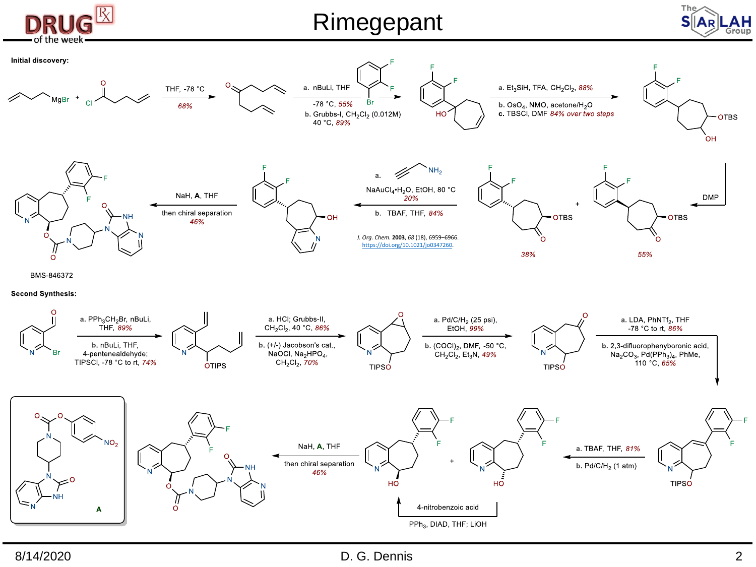# Rimegepant

**Initial discovery:**

THF, -78 °C, *68%*

a. nBuLi, THF, -78 °C, *55%*

b. Grubbs-I, $CH_2Cl_2$ (0.012M) 40 °C, *89%*

a. $Et_3SiH$, TFA, $CH_2Cl_2$, *88%*

b. $OsO_4$, NMO, acetone/$H_2O$

c. TBSCl, DMF *84% over two steps*

DMP

*38%* + *55%*

a. propargylamine, $NaAuCl_4 \cdot H_2O$, EtOH, 80 °C *20%*

b. TBAF, THF, *84%*

*J. Org. Chem.* **2003**, *68* (18), 6959–6966. https://doi.org/10.1021/jo0347260.

NaH, **A**, THF then chiral separation *46%*

BMS-846372

**Second Synthesis:**

a. $PPh_3CH_2Br$, nBuLi, THF, *89%*

b. nBuLi, THF, 4-pentenealdehyde; TIPSCl, -78 °C to rt, *74%*

a. HCl; Grubbs-II, $CH_2Cl_2$, 40 °C, *86%*

b. (+/-) Jacobson's cat., NaOCl, $Na_2HPO_4$, $CH_2Cl_2$, *70%*

a. Pd/C/$H_2$ (25 psi), EtOH, *99%*

b. $(COCl)_2$, DMF, -50 °C, $CH_2Cl_2$, $Et_3N$, *49%*

a. LDA, $PhNTf_2$, THF -78 °C to rt, *86%*

b. 2,3-difluorophenyboronic acid, $Na_2CO_3$, $Pd(PPh_3)_4$, PhMe, 110 °C, *65%*

a. TBAF, THF, *81%*

b. Pd/C/$H_2$ (1 atm)

4-nitrobenzoic acid, $PPh_3$, DIAD, THF; LiOH

NaH, **A**, THF then chiral separation *46%*

**A**

D. G. Dennis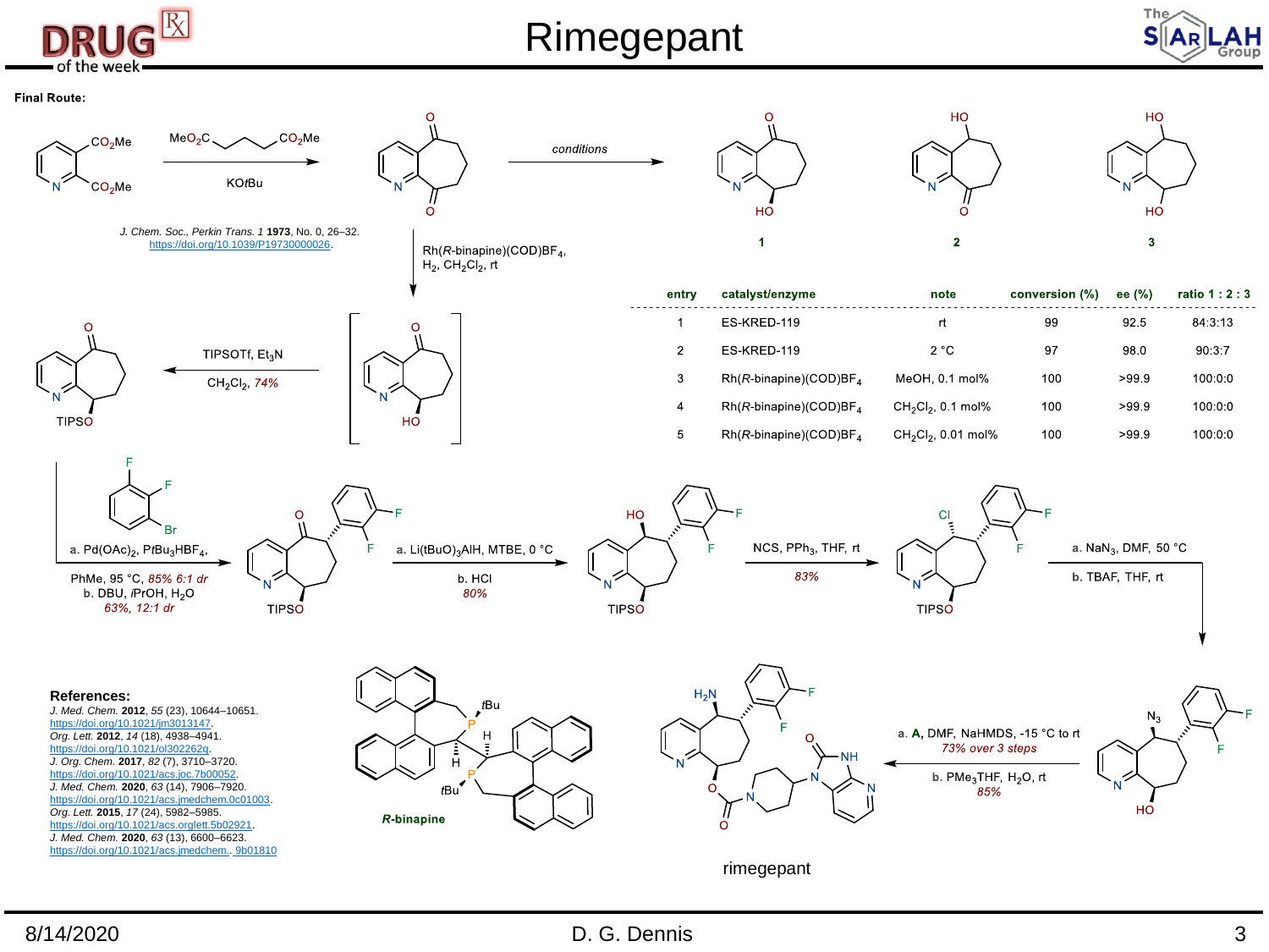# Rimegepant

**Final Route:**

$MeO_2C$–$CH_2CH_2CH_2$–$CO_2Me$

KO*t*Bu

*J. Chem. Soc., Perkin Trans. 1* **1973**, No. 0, 26–32. https://doi.org/10.1039/P19730000026.

*conditions*

**1** **2** **3**

| entry | catalyst/enzyme | note | conversion (%) | ee (%) | ratio 1 : 2 : 3 |
|---|---|---|---|---|---|
| 1 | ES-KRED-119 | rt | 99 | 92.5 | 84:3:13 |
| 2 | ES-KRED-119 | 2 °C | 97 | 98.0 | 90:3:7 |
| 3 | Rh(*R*-binapine)(COD)$BF_4$ | MeOH, 0.1 mol% | 100 | >99.9 | 100:0:0 |
| 4 | Rh(*R*-binapine)(COD)$BF_4$ | $CH_2Cl_2$, 0.1 mol% | 100 | >99.9 | 100:0:0 |
| 5 | Rh(*R*-binapine)(COD)$BF_4$ | $CH_2Cl_2$, 0.01 mol% | 100 | >99.9 | 100:0:0 |

Rh(*R*-binapine)(COD)$BF_4$, $H_2$, $CH_2Cl_2$, rt

TIPSOTf, $Et_3N$

$CH_2Cl_2$, *74%*

a. $Pd(OAc)_2$, $PtBu_3HBF_4$, PhMe, 95 °C, *85% 6:1 dr*
b. DBU, *i*PrOH, $H_2O$ *63%, 12:1 dr*

a. $Li(tBuO)_3AlH$, MTBE, 0 °C
b. HCl
*80%*

NCS, $PPh_3$, THF, rt
*83%*

a. $NaN_3$, DMF, 50 °C
b. TBAF, THF, rt

a. **A**, DMF, NaHMDS, -15 °C to rt
*73% over 3 steps*
b. $PMe_3$THF, $H_2O$, rt
*85%*

***R*-binapine**

rimegepant

**References:**

*J. Med. Chem.* **2012**, *55* (23), 10644–10651. https://doi.org/10.1021/jm3013147.
*Org. Lett.* **2012**, *14* (18), 4938–4941. https://doi.org/10.1021/ol302262q.
*J. Org. Chem.* **2017**, *82* (7), 3710–3720. https://doi.org/10.1021/acs.joc.7b00052.
*J. Med. Chem.* **2020**, *63* (14), 7906–7920. https://doi.org/10.1021/acs.jmedchem.0c01003.
*Org. Lett.* **2015**, *17* (24), 5982–5985. https://doi.org/10.1021/acs.orglett.5b02921.
*J. Med. Chem.* **2020**, *63* (13), 6600–6623. https://doi.org/10.1021/acs.jmedchem. 9b01810

8/14/2020 D. G. Dennis